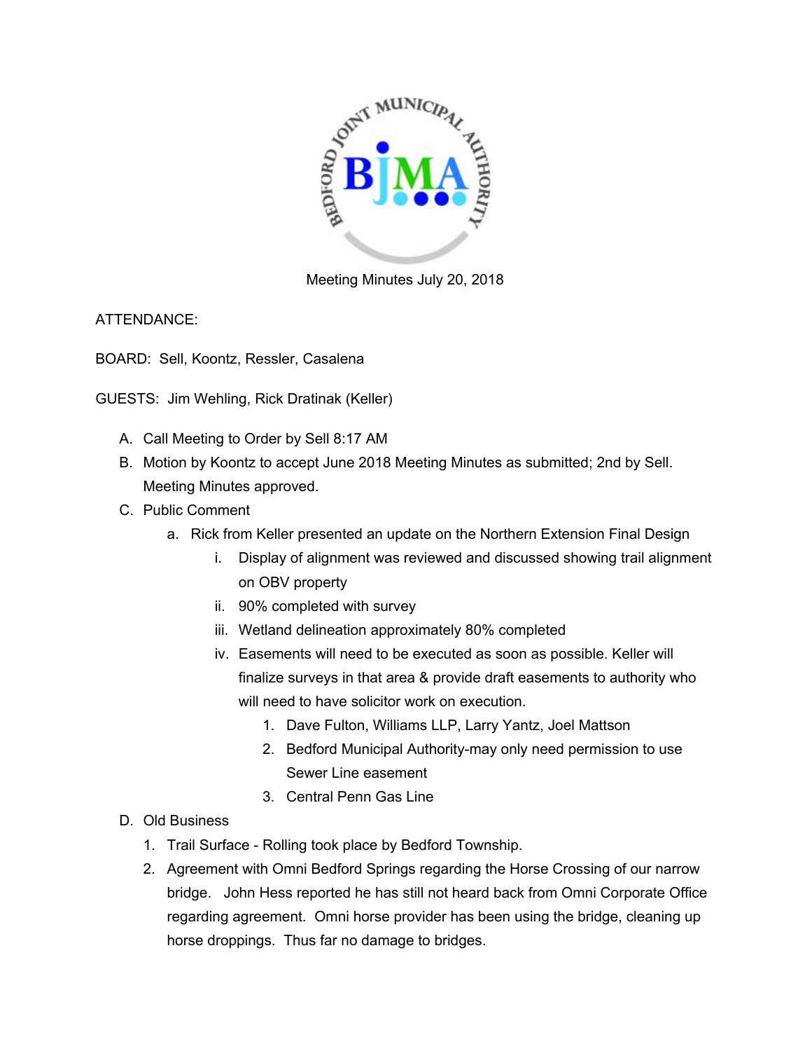Meeting Minutes July 20, 2018

ATTENDANCE:

BOARD: Sell, Koontz, Ressler, Casalena

GUESTS: Jim Wehling, Rick Dratinak (Keller)

A. Call Meeting to Order by Sell 8:17 AM
B. Motion by Koontz to accept June 2018 Meeting Minutes as submitted; 2nd by Sell. Meeting Minutes approved.
C. Public Comment
    a. Rick from Keller presented an update on the Northern Extension Final Design
        i. Display of alignment was reviewed and discussed showing trail alignment on OBV property
        ii. 90% completed with survey
        iii. Wetland delineation approximately 80% completed
        iv. Easements will need to be executed as soon as possible. Keller will finalize surveys in that area & provide draft easements to authority who will need to have solicitor work on execution.
            1. Dave Fulton, Williams LLP, Larry Yantz, Joel Mattson
            2. Bedford Municipal Authority-may only need permission to use Sewer Line easement
            3. Central Penn Gas Line
D. Old Business
    1. Trail Surface - Rolling took place by Bedford Township.
    2. Agreement with Omni Bedford Springs regarding the Horse Crossing of our narrow bridge. John Hess reported he has still not heard back from Omni Corporate Office regarding agreement. Omni horse provider has been using the bridge, cleaning up horse droppings. Thus far no damage to bridges.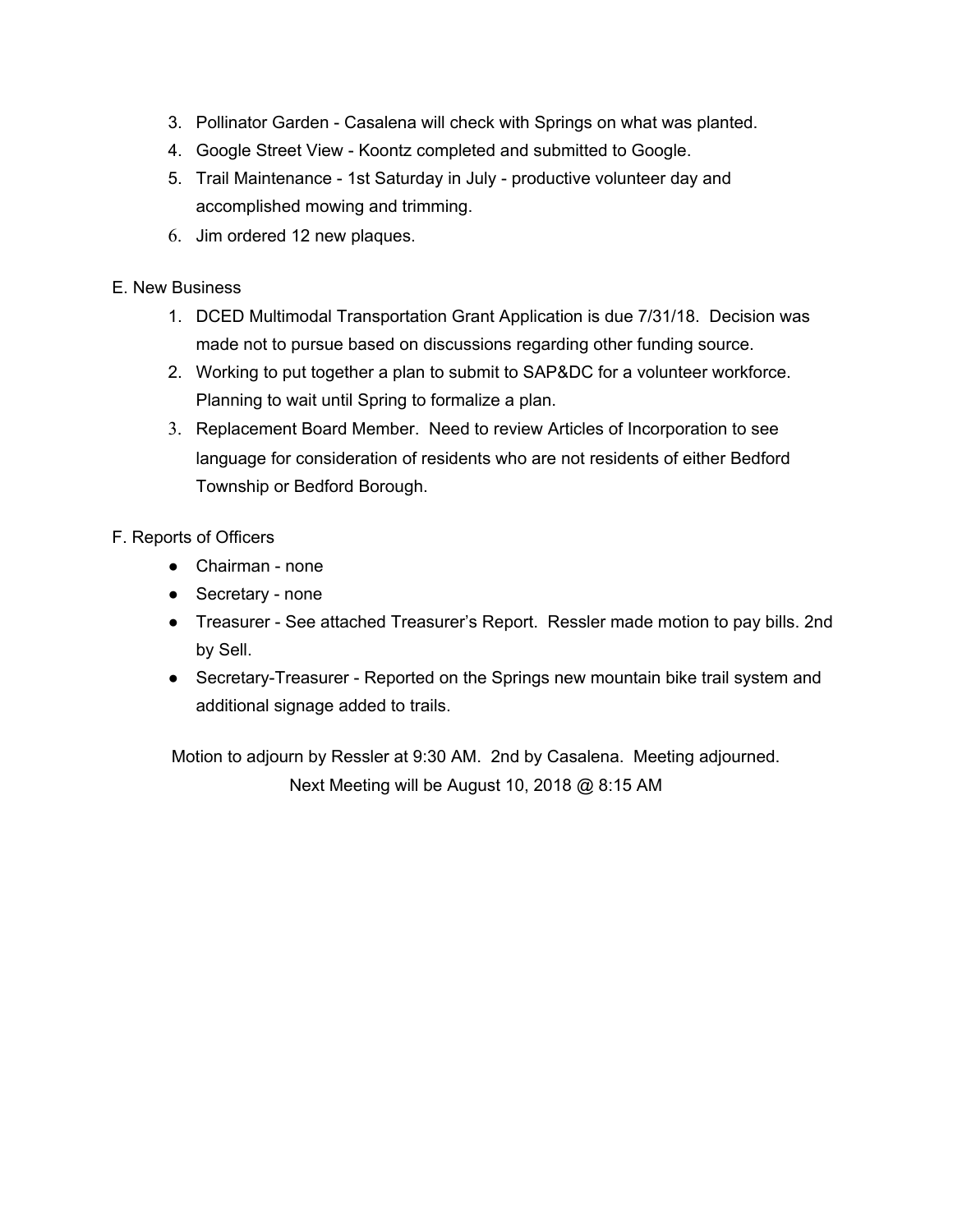3. Pollinator Garden - Casalena will check with Springs on what was planted.
4. Google Street View - Koontz completed and submitted to Google.
5. Trail Maintenance - 1st Saturday in July - productive volunteer day and accomplished mowing and trimming.
6. Jim ordered 12 new plaques.

E. New Business

1. DCED Multimodal Transportation Grant Application is due 7/31/18. Decision was made not to pursue based on discussions regarding other funding source.
2. Working to put together a plan to submit to SAP&DC for a volunteer workforce. Planning to wait until Spring to formalize a plan.
3. Replacement Board Member. Need to review Articles of Incorporation to see language for consideration of residents who are not residents of either Bedford Township or Bedford Borough.

F. Reports of Officers

- Chairman - none
- Secretary - none
- Treasurer - See attached Treasurer's Report. Ressler made motion to pay bills. 2nd by Sell.
- Secretary-Treasurer - Reported on the Springs new mountain bike trail system and additional signage added to trails.

Motion to adjourn by Ressler at 9:30 AM. 2nd by Casalena. Meeting adjourned.

Next Meeting will be August 10, 2018 @ 8:15 AM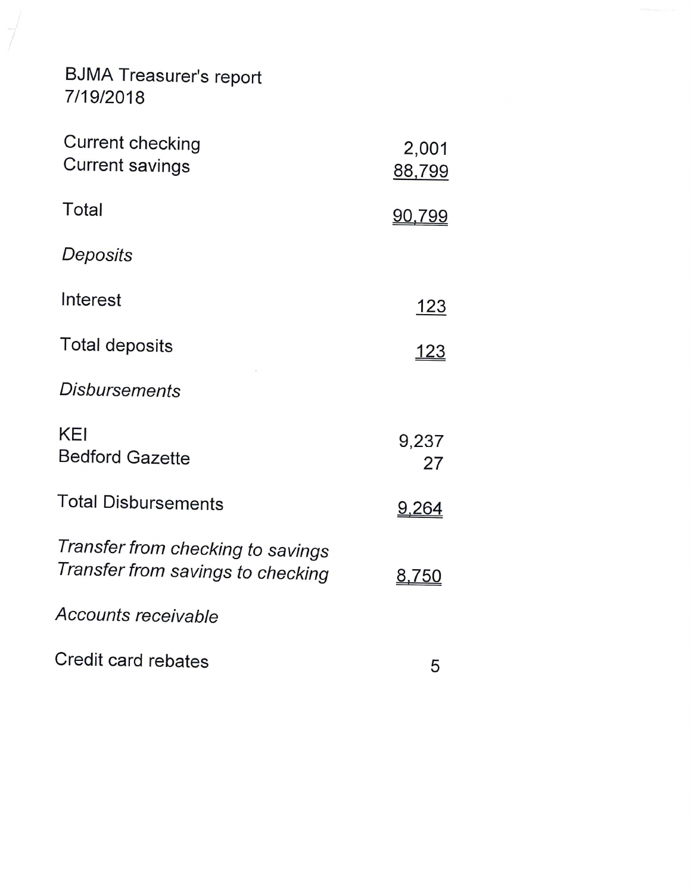BJMA Treasurer's report
7/19/2018

| | |
|---|---|
| Current checking | 2,001 |
| Current savings | 88,799 |
| Total | 90,799 |
| *Deposits* | |
| Interest | 123 |
| Total deposits | 123 |
| *Disbursements* | |
| KEI | 9,237 |
| Bedford Gazette | 27 |
| Total Disbursements | 9,264 |
| *Transfer from checking to savings* | |
| *Transfer from savings to checking* | 8,750 |
| *Accounts receivable* | |
| Credit card rebates | 5 |